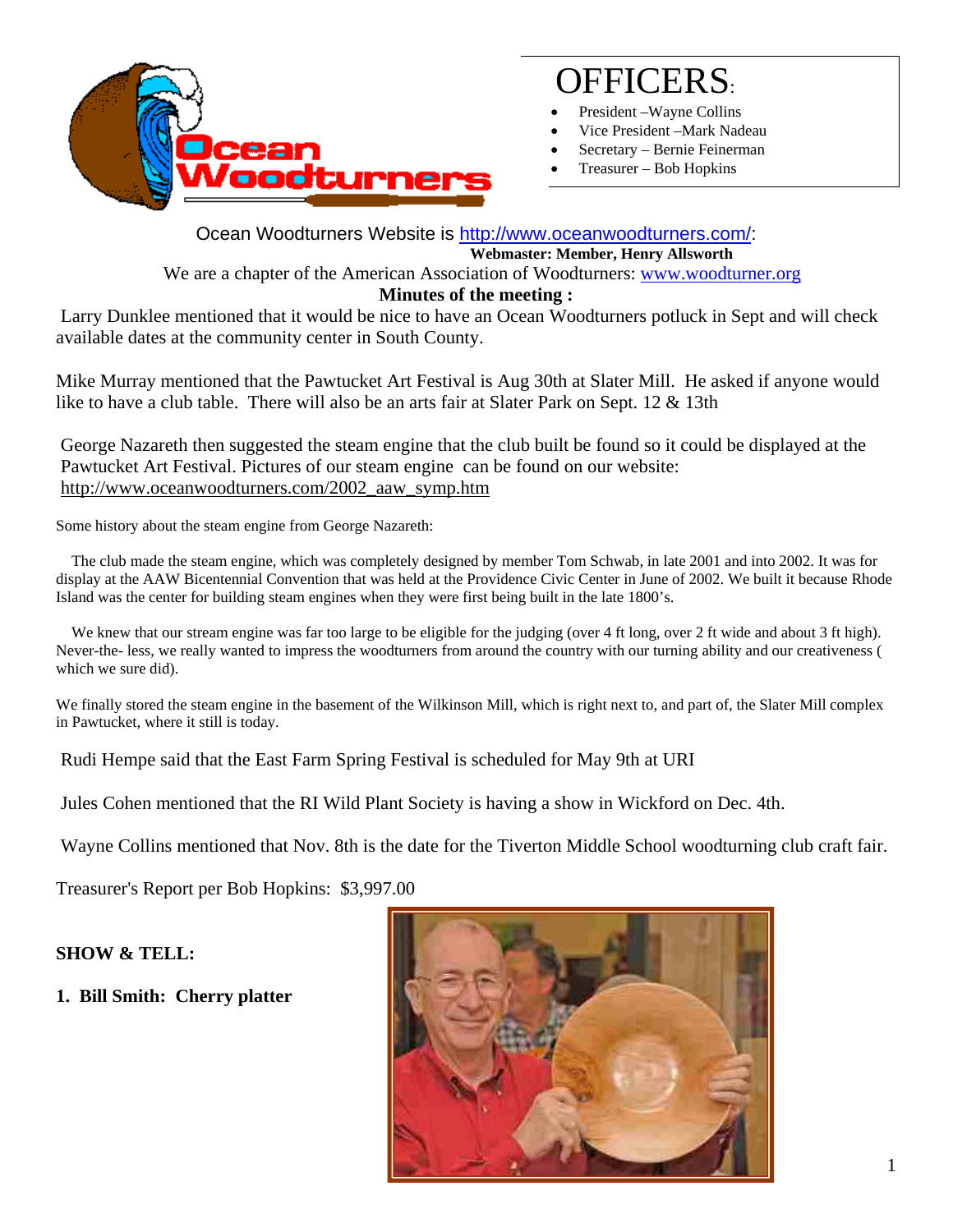# OFFICERS:

- President –Wayne Collins
- Vice President –Mark Nadeau
- Secretary – Bernie Feinerman
- Treasurer – Bob Hopkins

Ocean Woodturners Website is http://www.oceanwoodturners.com/:

**Webmaster: Member, Henry Allsworth**

We are a chapter of the American Association of Woodturners: www.woodturner.org

**Minutes of the meeting :**

Larry Dunklee mentioned that it would be nice to have an Ocean Woodturners potluck in Sept and will check available dates at the community center in South County.

Mike Murray mentioned that the Pawtucket Art Festival is Aug 30th at Slater Mill. He asked if anyone would like to have a club table. There will also be an arts fair at Slater Park on Sept. 12 & 13th

George Nazareth then suggested the steam engine that the club built be found so it could be displayed at the Pawtucket Art Festival. Pictures of our steam engine can be found on our website: http://www.oceanwoodturners.com/2002_aaw_symp.htm

Some history about the steam engine from George Nazareth:

The club made the steam engine, which was completely designed by member Tom Schwab, in late 2001 and into 2002. It was for display at the AAW Bicentennial Convention that was held at the Providence Civic Center in June of 2002. We built it because Rhode Island was the center for building steam engines when they were first being built in the late 1800's.

We knew that our stream engine was far too large to be eligible for the judging (over 4 ft long, over 2 ft wide and about 3 ft high). Never-the- less, we really wanted to impress the woodturners from around the country with our turning ability and our creativeness ( which we sure did).

We finally stored the steam engine in the basement of the Wilkinson Mill, which is right next to, and part of, the Slater Mill complex in Pawtucket, where it still is today.

Rudi Hempe said that the East Farm Spring Festival is scheduled for May 9th at URI

Jules Cohen mentioned that the RI Wild Plant Society is having a show in Wickford on Dec. 4th.

Wayne Collins mentioned that Nov. 8th is the date for the Tiverton Middle School woodturning club craft fair.

Treasurer's Report per Bob Hopkins: $3,997.00

**SHOW & TELL:**

**1. Bill Smith: Cherry platter**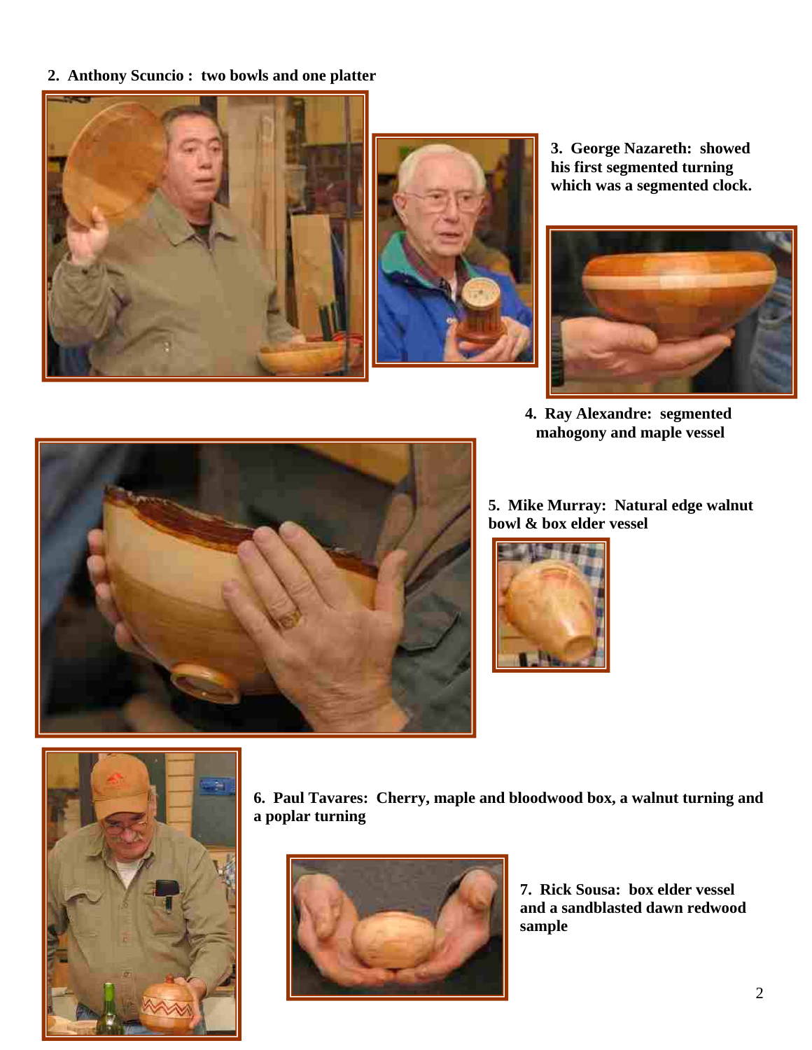**2. Anthony Scuncio : two bowls and one platter**

**3. George Nazareth: showed his first segmented turning which was a segmented clock.**

**4. Ray Alexandre: segmented mahogony and maple vessel**

**5. Mike Murray: Natural edge walnut bowl & box elder vessel**

**6. Paul Tavares: Cherry, maple and bloodwood box, a walnut turning and a poplar turning**

**7. Rick Sousa: box elder vessel and a sandblasted dawn redwood sample**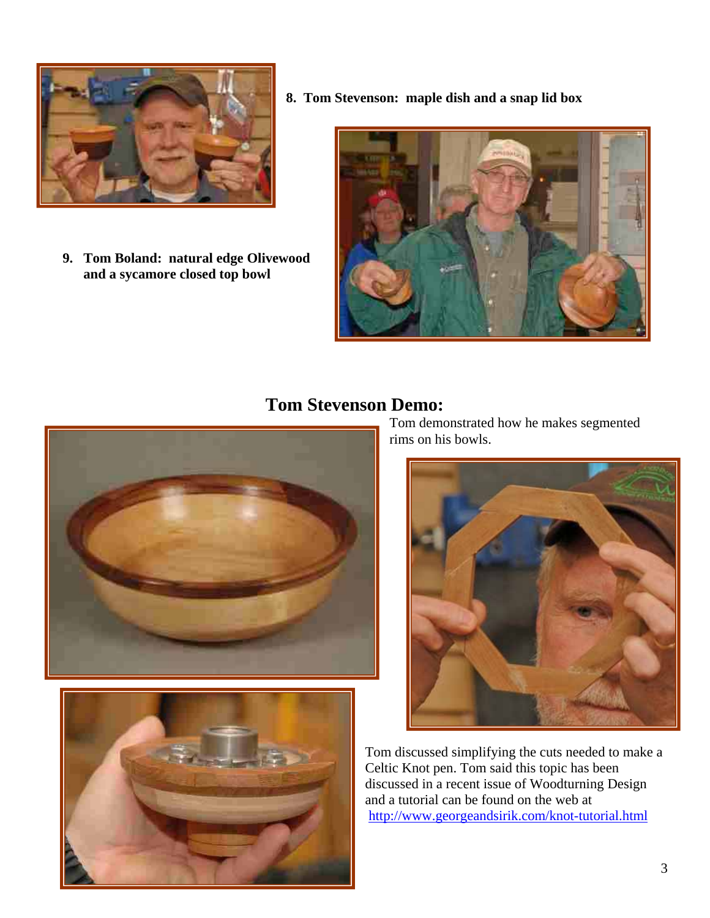8. **Tom Stevenson: maple dish and a snap lid box**

9. **Tom Boland: natural edge Olivewood and a sycamore closed top bowl**

## Tom Stevenson Demo:

Tom demonstrated how he makes segmented rims on his bowls.

Tom discussed simplifying the cuts needed to make a Celtic Knot pen. Tom said this topic has been discussed in a recent issue of Woodturning Design and a tutorial can be found on the web at http://www.georgeandsirik.com/knot-tutorial.html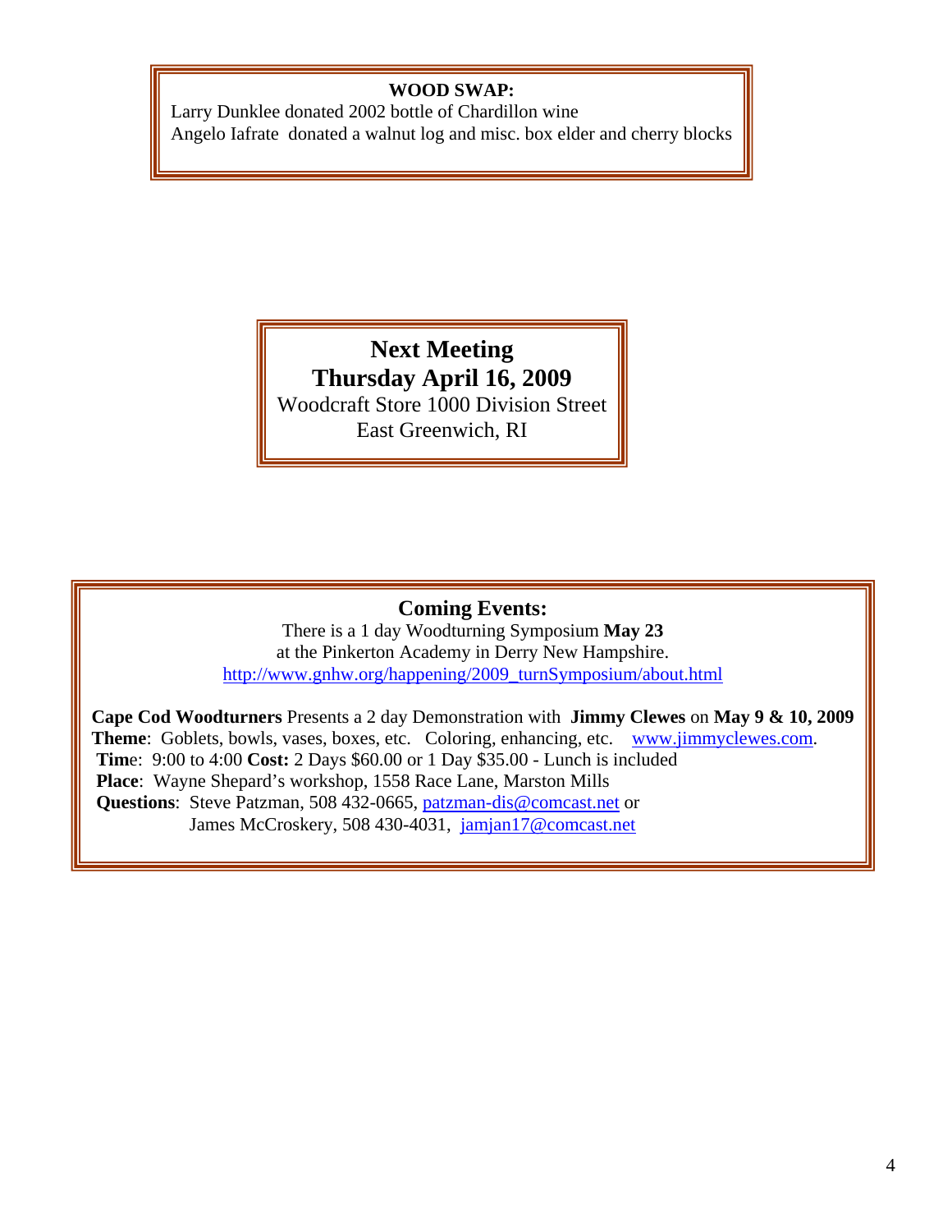**WOOD SWAP:**

Larry Dunklee donated 2002 bottle of Chardillon wine
Angelo Iafrate donated a walnut log and misc. box elder and cherry blocks

## Next Meeting
## Thursday April 16, 2009

Woodcraft Store 1000 Division Street
East Greenwich, RI

## Coming Events:

There is a 1 day Woodturning Symposium **May 23**
at the Pinkerton Academy in Derry New Hampshire.
http://www.gnhw.org/happening/2009_turnSymposium/about.html

**Cape Cod Woodturners** Presents a 2 day Demonstration with **Jimmy Clewes** on **May 9 & 10, 2009**
**Theme**: Goblets, bowls, vases, boxes, etc. Coloring, enhancing, etc. www.jimmyclewes.com.
**Time**: 9:00 to 4:00 **Cost:** 2 Days $60.00 or 1 Day $35.00 - Lunch is included
**Place**: Wayne Shepard's workshop, 1558 Race Lane, Marston Mills
**Questions**: Steve Patzman, 508 432-0665, patzman-dis@comcast.net or
James McCroskery, 508 430-4031, jamjan17@comcast.net